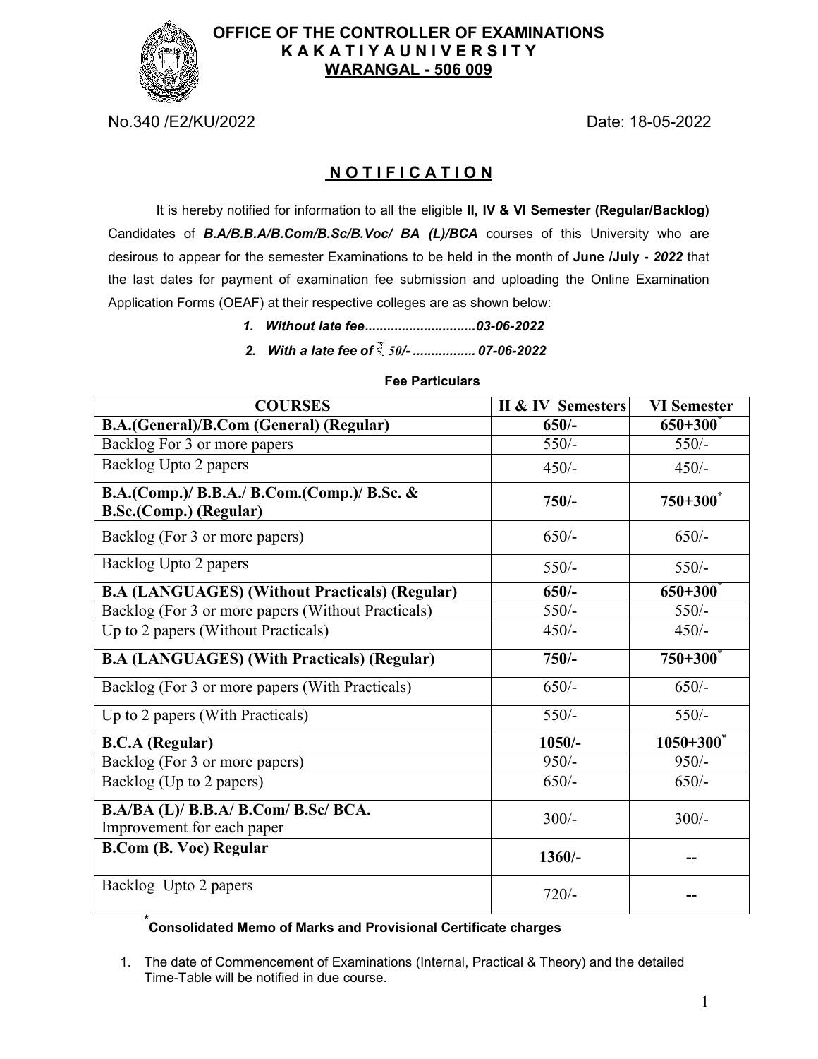**OFFICE OF THE CONTROLLER OF EXAMINATIONS**
**K A K A T I Y A U N I V E R S I T Y**
**WARANGAL - 506 009**

No.340 /E2/KU/2022 Date: 18-05-2022

## N O T I F I C A T I O N

It is hereby notified for information to all the eligible **II, IV & VI Semester (Regular/Backlog)** Candidates of ***B.A/B.B.A/B.Com/B.Sc/B.Voc/ BA (L)/BCA*** courses of this University who are desirous to appear for the semester Examinations to be held in the month of **June /July -** ***2022*** that the last dates for payment of examination fee submission and uploading the Online Examination Application Forms (OEAF) at their respective colleges are as shown below:

1. ***Without late fee.............................03-06-2022***
2. ***With a late fee of ₹ 50/- ................. 07-06-2022***

**Fee Particulars**

| COURSES | II & IV Semesters | VI Semester |
|---|---|---|
| **B.A.(General)/B.Com (General) (Regular)** | **650/-** | **650+300*** |
| Backlog For 3 or more papers | 550/- | 550/- |
| Backlog Upto 2 papers | 450/- | 450/- |
| **B.A.(Comp.)/ B.B.A./ B.Com.(Comp.)/ B.Sc. & B.Sc.(Comp.) (Regular)** | **750/-** | **750+300*** |
| Backlog (For 3 or more papers) | 650/- | 650/- |
| Backlog Upto 2 papers | 550/- | 550/- |
| **B.A (LANGUAGES) (Without Practicals) (Regular)** | **650/-** | **650+300*** |
| Backlog (For 3 or more papers (Without Practicals) | 550/- | 550/- |
| Up to 2 papers (Without Practicals) | 450/- | 450/- |
| **B.A (LANGUAGES) (With Practicals) (Regular)** | **750/-** | **750+300*** |
| Backlog (For 3 or more papers (With Practicals) | 650/- | 650/- |
| Up to 2 papers (With Practicals) | 550/- | 550/- |
| **B.C.A (Regular)** | **1050/-** | **1050+300*** |
| Backlog (For 3 or more papers) | 950/- | 950/- |
| Backlog (Up to 2 papers) | 650/- | 650/- |
| **B.A/BA (L)/ B.B.A/ B.Com/ B.Sc/ BCA.** Improvement for each paper | 300/- | 300/- |
| **B.Com (B. Voc) Regular** | **1360/-** | -- |
| Backlog Upto 2 papers | 720/- | -- |

***Consolidated Memo of Marks and Provisional Certificate charges**

1. The date of Commencement of Examinations (Internal, Practical & Theory) and the detailed Time-Table will be notified in due course.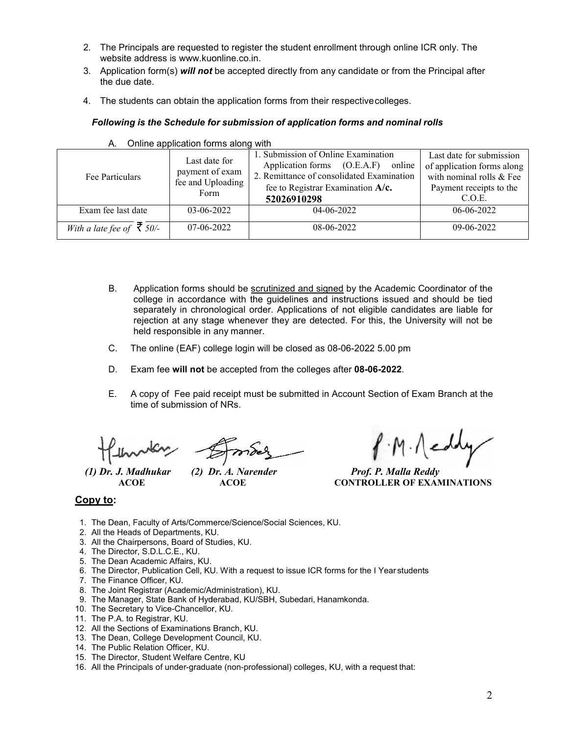2. The Principals are requested to register the student enrollment through online ICR only. The website address is www.kuonline.co.in.
3. Application form(s) ***will not*** be accepted directly from any candidate or from the Principal after the due date.
4. The students can obtain the application forms from their respective colleges.

***Following is the Schedule for submission of application forms and nominal rolls***

A. Online application forms along with

| Fee Particulars | Last date for payment of exam fee and Uploading Form | 1. Submission of Online Examination Application forms (O.E.A.F) online 2. Remittance of consolidated Examination fee to Registrar Examination **A/c. 52026910298** | Last date for submission of application forms along with nominal rolls & Fee Payment receipts to the C.O.E. |
|---|---|---|---|
| Exam fee last date | 03-06-2022 | 04-06-2022 | 06-06-2022 |
| *With a late fee of ₹ 50/-* | 07-06-2022 | 08-06-2022 | 09-06-2022 |

B. Application forms should be scrutinized and signed by the Academic Coordinator of the college in accordance with the guidelines and instructions issued and should be tied separately in chronological order. Applications of not eligible candidates are liable for rejection at any stage whenever they are detected. For this, the University will not be held responsible in any manner.

C. The online (EAF) college login will be closed as 08-06-2022 5.00 pm

D. Exam fee **will not** be accepted from the colleges after **08-06-2022**.

E. A copy of Fee paid receipt must be submitted in Account Section of Exam Branch at the time of submission of NRs.

***(1) Dr. J. Madhukar***
**ACOE**

***(2) Dr. A. Narender***
**ACOE**

***Prof. P. Malla Reddy***
**CONTROLLER OF EXAMINATIONS**

**Copy to:**

1. The Dean, Faculty of Arts/Commerce/Science/Social Sciences, KU.
2. All the Heads of Departments, KU.
3. All the Chairpersons, Board of Studies, KU.
4. The Director, S.D.L.C.E., KU.
5. The Dean Academic Affairs, KU.
6. The Director, Publication Cell, KU. With a request to issue ICR forms for the I Year students
7. The Finance Officer, KU.
8. The Joint Registrar (Academic/Administration), KU.
9. The Manager, State Bank of Hyderabad, KU/SBH, Subedari, Hanamkonda.
10. The Secretary to Vice-Chancellor, KU.
11. The P.A. to Registrar, KU.
12. All the Sections of Examinations Branch, KU.
13. The Dean, College Development Council, KU.
14. The Public Relation Officer, KU.
15. The Director, Student Welfare Centre, KU
16. All the Principals of under-graduate (non-professional) colleges, KU, with a request that: